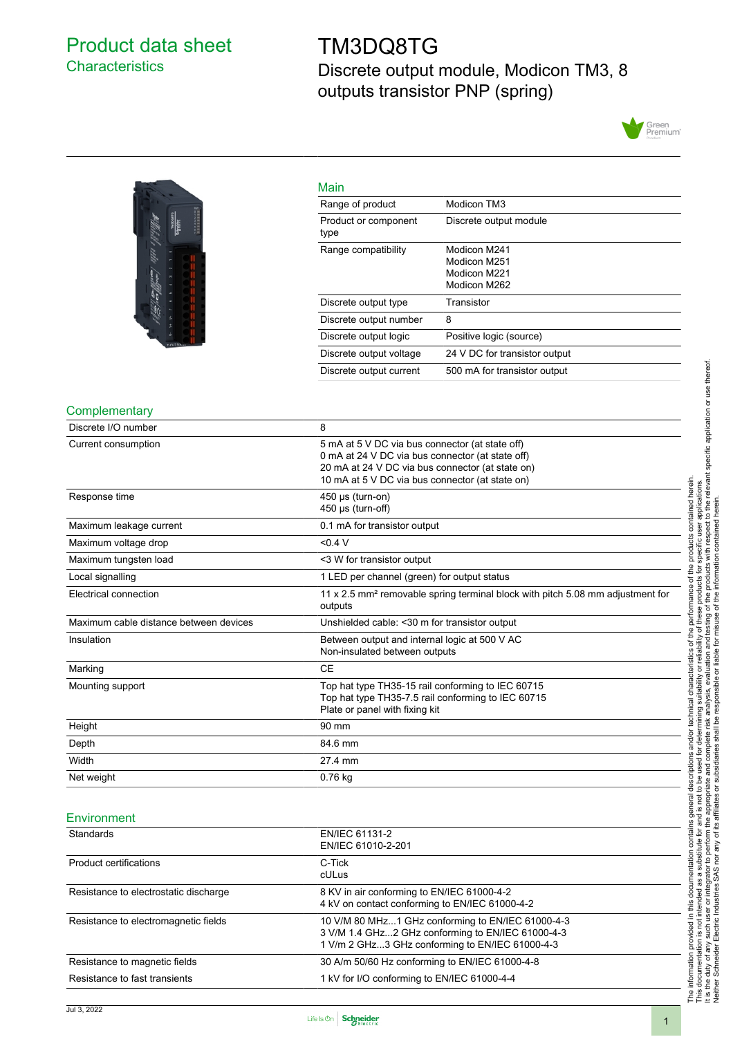# Product data sheet
## Characteristics

# TM3DQ8TG
## Discrete output module, Modicon TM3, 8 outputs transistor PNP (spring)

### Main

| | |
|---|---|
| Range of product | Modicon TM3 |
| Product or component type | Discrete output module |
| Range compatibility | Modicon M241<br>Modicon M251<br>Modicon M221<br>Modicon M262 |
| Discrete output type | Transistor |
| Discrete output number | 8 |
| Discrete output logic | Positive logic (source) |
| Discrete output voltage | 24 V DC for transistor output |
| Discrete output current | 500 mA for transistor output |

### Complementary

| | |
|---|---|
| Discrete I/O number | 8 |
| Current consumption | 5 mA at 5 V DC via bus connector (at state off)<br>0 mA at 24 V DC via bus connector (at state off)<br>20 mA at 24 V DC via bus connector (at state on)<br>10 mA at 5 V DC via bus connector (at state on) |
| Response time | 450 µs (turn-on)<br>450 µs (turn-off) |
| Maximum leakage current | 0.1 mA for transistor output |
| Maximum voltage drop | <0.4 V |
| Maximum tungsten load | <3 W for transistor output |
| Local signalling | 1 LED per channel (green) for output status |
| Electrical connection | 11 x 2.5 mm² removable spring terminal block with pitch 5.08 mm adjustment for outputs |
| Maximum cable distance between devices | Unshielded cable: <30 m for transistor output |
| Insulation | Between output and internal logic at 500 V AC<br>Non-insulated between outputs |
| Marking | CE |
| Mounting support | Top hat type TH35-15 rail conforming to IEC 60715<br>Top hat type TH35-7.5 rail conforming to IEC 60715<br>Plate or panel with fixing kit |
| Height | 90 mm |
| Depth | 84.6 mm |
| Width | 27.4 mm |
| Net weight | 0.76 kg |

### Environment

| | |
|---|---|
| Standards | EN/IEC 61131-2<br>EN/IEC 61010-2-201 |
| Product certifications | C-Tick<br>cULus |
| Resistance to electrostatic discharge | 8 KV in air conforming to EN/IEC 61000-4-2<br>4 kV on contact conforming to EN/IEC 61000-4-2 |
| Resistance to electromagnetic fields | 10 V/M 80 MHz...1 GHz conforming to EN/IEC 61000-4-3<br>3 V/M 1.4 GHz...2 GHz conforming to EN/IEC 61000-4-3<br>1 V/m 2 GHz...3 GHz conforming to EN/IEC 61000-4-3 |
| Resistance to magnetic fields | 30 A/m 50/60 Hz conforming to EN/IEC 61000-4-8 |
| Resistance to fast transients | 1 kV for I/O conforming to EN/IEC 61000-4-4 |

The information provided in this documentation contains general descriptions and/or technical characteristics of the performance of the products contained herein. This documentation is not intended as a substitute for and is not to be used for determining suitability or reliability of these products for specific user applications. It is the duty of any such user or integrator to perform the appropriate and complete risk analysis, evaluation and testing of the products with respect to the relevant specific application or use thereof. Neither Schneider Electric Industries SAS nor any of its affiliates or subsidiaries shall be responsible or liable for misuse of the information contained herein.

Jul 3, 2022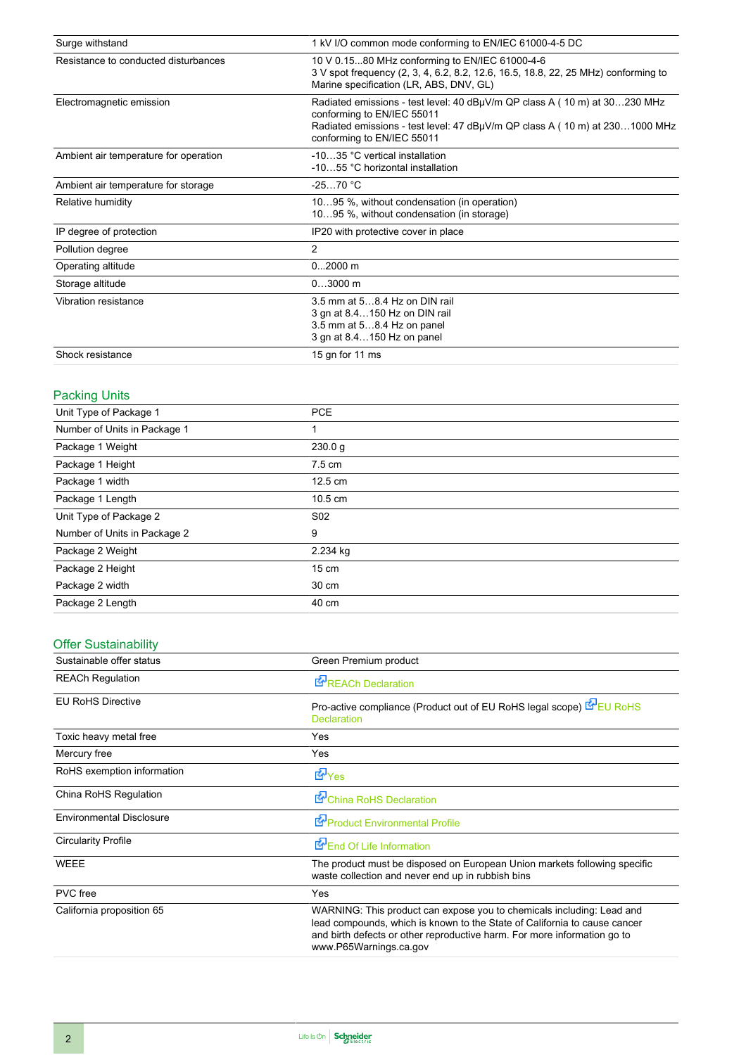| | |
|---|---|
| Surge withstand | 1 kV I/O common mode conforming to EN/IEC 61000-4-5 DC |
| Resistance to conducted disturbances | 10 V 0.15...80 MHz conforming to EN/IEC 61000-4-6<br>3 V spot frequency (2, 3, 4, 6.2, 8.2, 12.6, 16.5, 18.8, 22, 25 MHz) conforming to Marine specification (LR, ABS, DNV, GL) |
| Electromagnetic emission | Radiated emissions - test level: 40 dBμV/m QP class A ( 10 m) at 30…230 MHz conforming to EN/IEC 55011<br>Radiated emissions - test level: 47 dBμV/m QP class A ( 10 m) at 230…1000 MHz conforming to EN/IEC 55011 |
| Ambient air temperature for operation | -10…35 °C vertical installation<br>-10…55 °C horizontal installation |
| Ambient air temperature for storage | -25…70 °C |
| Relative humidity | 10…95 %, without condensation (in operation)<br>10…95 %, without condensation (in storage) |
| IP degree of protection | IP20 with protective cover in place |
| Pollution degree | 2 |
| Operating altitude | 0...2000 m |
| Storage altitude | 0…3000 m |
| Vibration resistance | 3.5 mm at 5…8.4 Hz on DIN rail<br>3 gn at 8.4…150 Hz on DIN rail<br>3.5 mm at 5…8.4 Hz on panel<br>3 gn at 8.4…150 Hz on panel |
| Shock resistance | 15 gn for 11 ms |

## Packing Units

| | |
|---|---|
| Unit Type of Package 1 | PCE |
| Number of Units in Package 1 | 1 |
| Package 1 Weight | 230.0 g |
| Package 1 Height | 7.5 cm |
| Package 1 width | 12.5 cm |
| Package 1 Length | 10.5 cm |
| Unit Type of Package 2 | S02 |
| Number of Units in Package 2 | 9 |
| Package 2 Weight | 2.234 kg |
| Package 2 Height | 15 cm |
| Package 2 width | 30 cm |
| Package 2 Length | 40 cm |

## Offer Sustainability

| | |
|---|---|
| Sustainable offer status | Green Premium product |
| REACh Regulation | REACh Declaration |
| EU RoHS Directive | Pro-active compliance (Product out of EU RoHS legal scope) EU RoHS Declaration |
| Toxic heavy metal free | Yes |
| Mercury free | Yes |
| RoHS exemption information | Yes |
| China RoHS Regulation | China RoHS Declaration |
| Environmental Disclosure | Product Environmental Profile |
| Circularity Profile | End Of Life Information |
| WEEE | The product must be disposed on European Union markets following specific waste collection and never end up in rubbish bins |
| PVC free | Yes |
| California proposition 65 | WARNING: This product can expose you to chemicals including: Lead and lead compounds, which is known to the State of California to cause cancer and birth defects or other reproductive harm. For more information go to www.P65Warnings.ca.gov |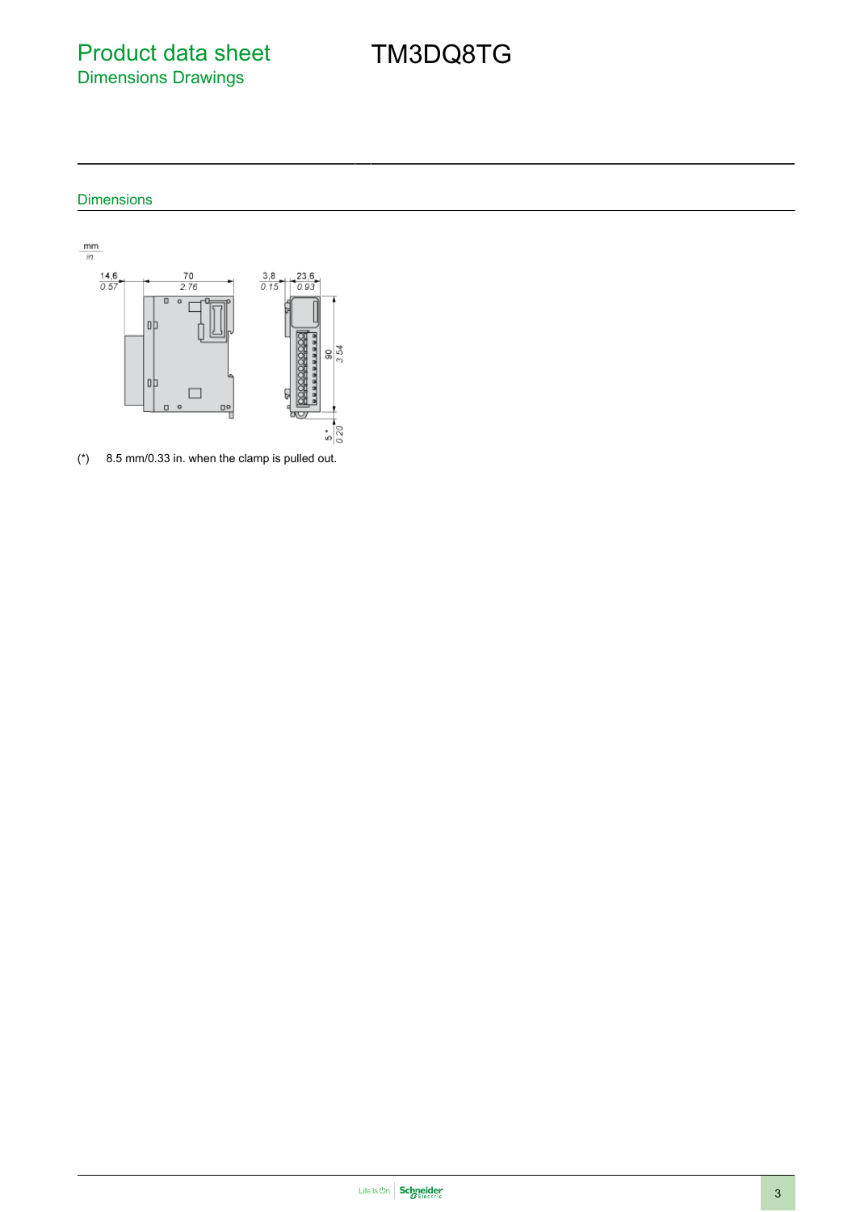# Product data sheet

## Dimensions Drawings

# TM3DQ8TG

### Dimensions

(*) 8.5 mm/0.33 in. when the clamp is pulled out.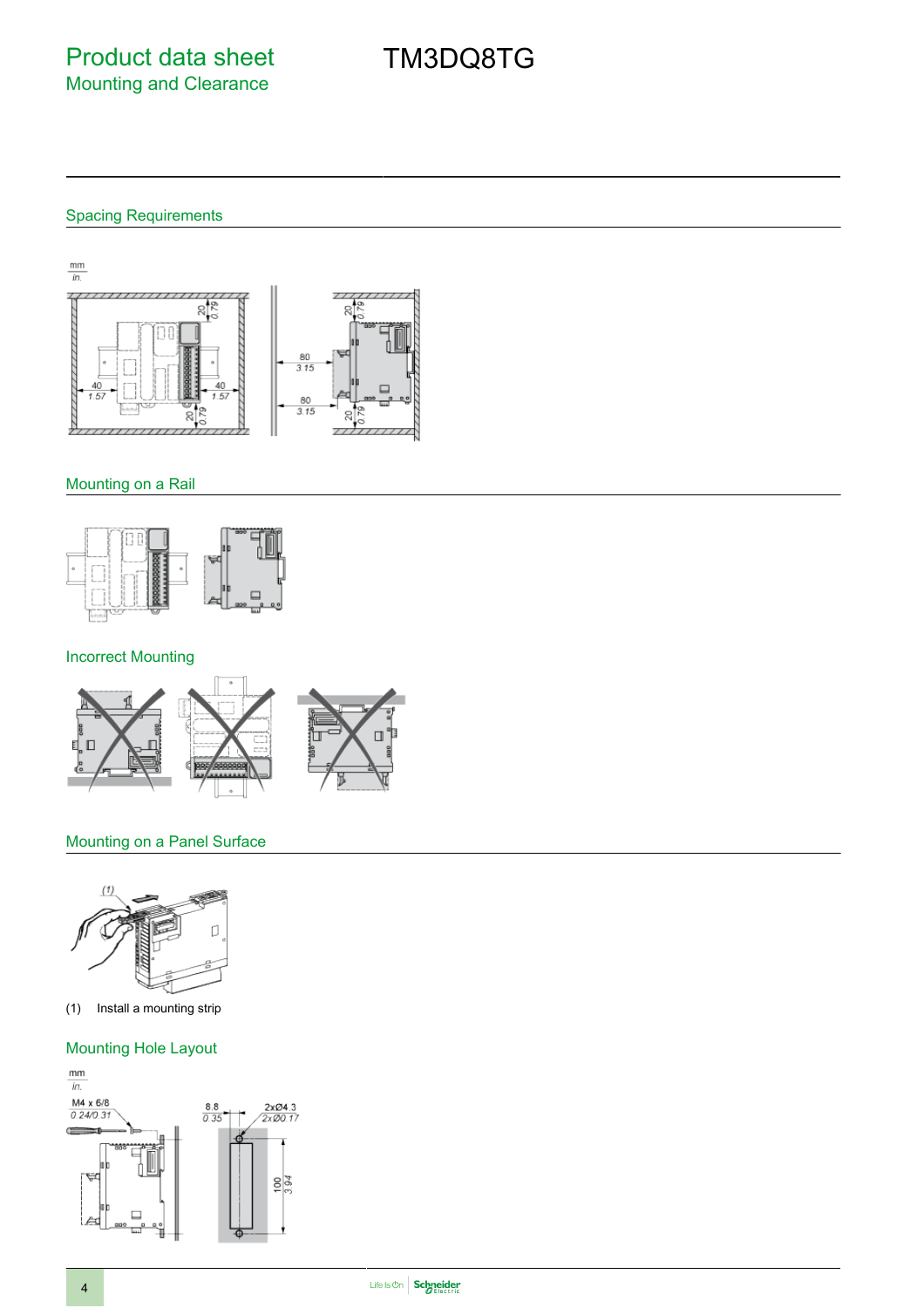# Product data sheet

## Mounting and Clearance

# TM3DQ8TG

### Spacing Requirements

mm
in.

### Mounting on a Rail

### Incorrect Mounting

### Mounting on a Panel Surface

(1) Install a mounting strip

### Mounting Hole Layout

mm
in.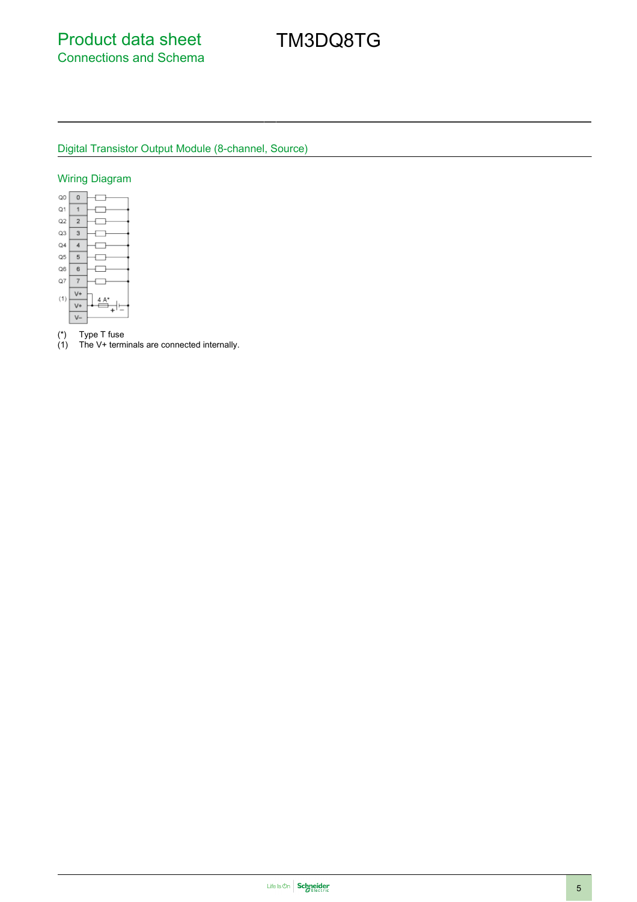# Product data sheet
## Connections and Schema

# TM3DQ8TG

### Digital Transistor Output Module (8-channel, Source)

### Wiring Diagram

Q0 0
Q1 1
Q2 2
Q3 3
Q4 4
Q5 5
Q6 6
Q7 7
(1) V+
V+
V–
4 A*
+ –

(*) Type T fuse
(1) The V+ terminals are connected internally.